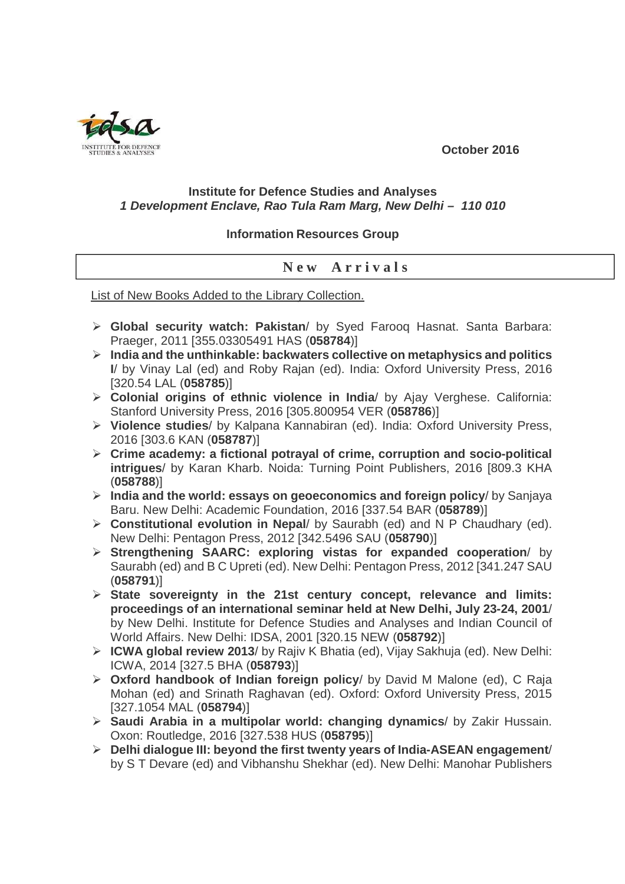October 2016

**Institute for Defence Studies and Analyses**
***1 Development Enclave, Rao Tula Ram Marg, New Delhi – 110 010***

**Information Resources Group**

## New Arrivals

List of New Books Added to the Library Collection.

- **Global security watch: Pakistan**/ by Syed Farooq Hasnat. Santa Barbara: Praeger, 2011 [355.03305491 HAS (**058784**)]
- **India and the unthinkable: backwaters collective on metaphysics and politics I**/ by Vinay Lal (ed) and Roby Rajan (ed). India: Oxford University Press, 2016 [320.54 LAL (**058785**)]
- **Colonial origins of ethnic violence in India**/ by Ajay Verghese. California: Stanford University Press, 2016 [305.800954 VER (**058786**)]
- **Violence studies**/ by Kalpana Kannabiran (ed). India: Oxford University Press, 2016 [303.6 KAN (**058787**)]
- **Crime academy: a fictional potrayal of crime, corruption and socio-political intrigues**/ by Karan Kharb. Noida: Turning Point Publishers, 2016 [809.3 KHA (**058788**)]
- **India and the world: essays on geoeconomics and foreign policy**/ by Sanjaya Baru. New Delhi: Academic Foundation, 2016 [337.54 BAR (**058789**)]
- **Constitutional evolution in Nepal**/ by Saurabh (ed) and N P Chaudhary (ed). New Delhi: Pentagon Press, 2012 [342.5496 SAU (**058790**)]
- **Strengthening SAARC: exploring vistas for expanded cooperation**/ by Saurabh (ed) and B C Upreti (ed). New Delhi: Pentagon Press, 2012 [341.247 SAU (**058791**)]
- **State sovereignty in the 21st century concept, relevance and limits: proceedings of an international seminar held at New Delhi, July 23-24, 2001**/ by New Delhi. Institute for Defence Studies and Analyses and Indian Council of World Affairs. New Delhi: IDSA, 2001 [320.15 NEW (**058792**)]
- **ICWA global review 2013**/ by Rajiv K Bhatia (ed), Vijay Sakhuja (ed). New Delhi: ICWA, 2014 [327.5 BHA (**058793**)]
- **Oxford handbook of Indian foreign policy**/ by David M Malone (ed), C Raja Mohan (ed) and Srinath Raghavan (ed). Oxford: Oxford University Press, 2015 [327.1054 MAL (**058794**)]
- **Saudi Arabia in a multipolar world: changing dynamics**/ by Zakir Hussain. Oxon: Routledge, 2016 [327.538 HUS (**058795**)]
- **Delhi dialogue III: beyond the first twenty years of India-ASEAN engagement**/ by S T Devare (ed) and Vibhanshu Shekhar (ed). New Delhi: Manohar Publishers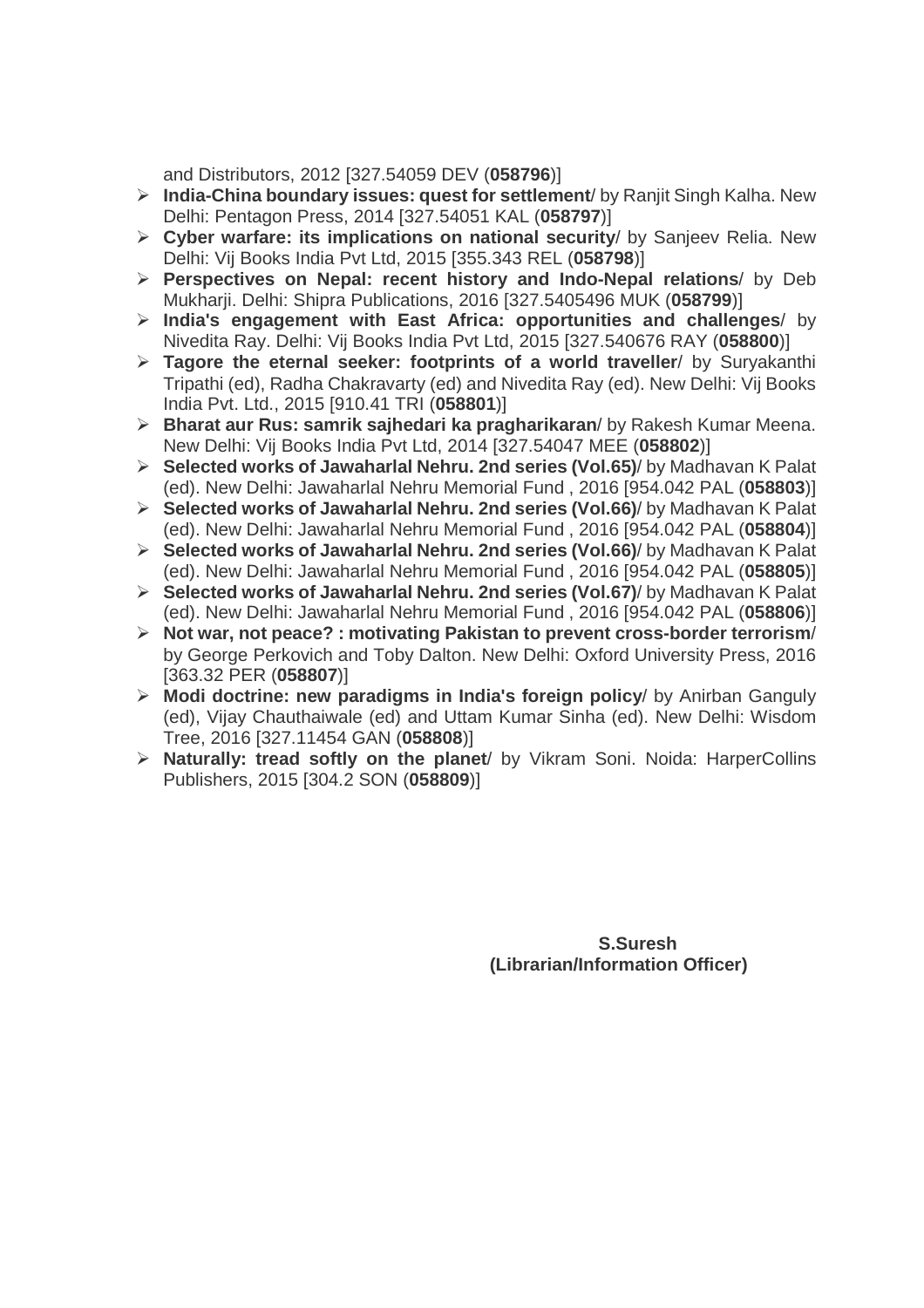and Distributors, 2012 [327.54059 DEV (**058796**)]

- **India-China boundary issues: quest for settlement**/ by Ranjit Singh Kalha. New Delhi: Pentagon Press, 2014 [327.54051 KAL (**058797**)]
- **Cyber warfare: its implications on national security**/ by Sanjeev Relia. New Delhi: Vij Books India Pvt Ltd, 2015 [355.343 REL (**058798**)]
- **Perspectives on Nepal: recent history and Indo-Nepal relations**/ by Deb Mukharji. Delhi: Shipra Publications, 2016 [327.5405496 MUK (**058799**)]
- **India's engagement with East Africa: opportunities and challenges**/ by Nivedita Ray. Delhi: Vij Books India Pvt Ltd, 2015 [327.540676 RAY (**058800**)]
- **Tagore the eternal seeker: footprints of a world traveller**/ by Suryakanthi Tripathi (ed), Radha Chakravarty (ed) and Nivedita Ray (ed). New Delhi: Vij Books India Pvt. Ltd., 2015 [910.41 TRI (**058801**)]
- **Bharat aur Rus: samrik sajhedari ka pragharikaran**/ by Rakesh Kumar Meena. New Delhi: Vij Books India Pvt Ltd, 2014 [327.54047 MEE (**058802**)]
- **Selected works of Jawaharlal Nehru. 2nd series (Vol.65)**/ by Madhavan K Palat (ed). New Delhi: Jawaharlal Nehru Memorial Fund , 2016 [954.042 PAL (**058803**)]
- **Selected works of Jawaharlal Nehru. 2nd series (Vol.66)**/ by Madhavan K Palat (ed). New Delhi: Jawaharlal Nehru Memorial Fund , 2016 [954.042 PAL (**058804**)]
- **Selected works of Jawaharlal Nehru. 2nd series (Vol.66)**/ by Madhavan K Palat (ed). New Delhi: Jawaharlal Nehru Memorial Fund , 2016 [954.042 PAL (**058805**)]
- **Selected works of Jawaharlal Nehru. 2nd series (Vol.67)**/ by Madhavan K Palat (ed). New Delhi: Jawaharlal Nehru Memorial Fund , 2016 [954.042 PAL (**058806**)]
- **Not war, not peace? : motivating Pakistan to prevent cross-border terrorism**/ by George Perkovich and Toby Dalton. New Delhi: Oxford University Press, 2016 [363.32 PER (**058807**)]
- **Modi doctrine: new paradigms in India's foreign policy**/ by Anirban Ganguly (ed), Vijay Chauthaiwale (ed) and Uttam Kumar Sinha (ed). New Delhi: Wisdom Tree, 2016 [327.11454 GAN (**058808**)]
- **Naturally: tread softly on the planet**/ by Vikram Soni. Noida: HarperCollins Publishers, 2015 [304.2 SON (**058809**)]

**S.Suresh**
**(Librarian/Information Officer)**